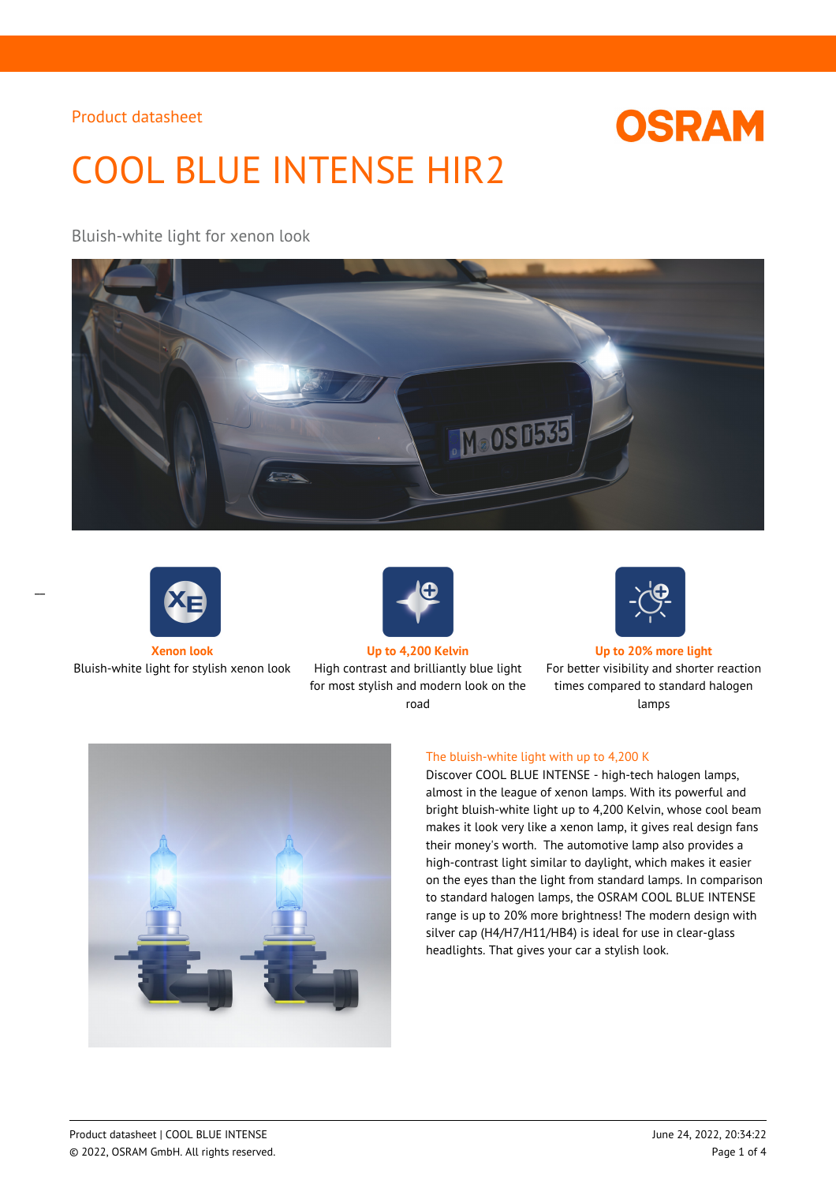Product datasheet

# COOL BLUE INTENSE HIR2

Bluish-white light for xenon look

**Xenon look**
Bluish-white light for stylish xenon look

**Up to 4,200 Kelvin**
High contrast and brilliantly blue light for most stylish and modern look on the road

**Up to 20% more light**
For better visibility and shorter reaction times compared to standard halogen lamps

## The bluish-white light with up to 4,200 K

Discover COOL BLUE INTENSE - high-tech halogen lamps, almost in the league of xenon lamps. With its powerful and bright bluish-white light up to 4,200 Kelvin, whose cool beam makes it look very like a xenon lamp, it gives real design fans their money's worth. The automotive lamp also provides a high-contrast light similar to daylight, which makes it easier on the eyes than the light from standard lamps. In comparison to standard halogen lamps, the OSRAM COOL BLUE INTENSE range is up to 20% more brightness! The modern design with silver cap (H4/H7/H11/HB4) is ideal for use in clear-glass headlights. That gives your car a stylish look.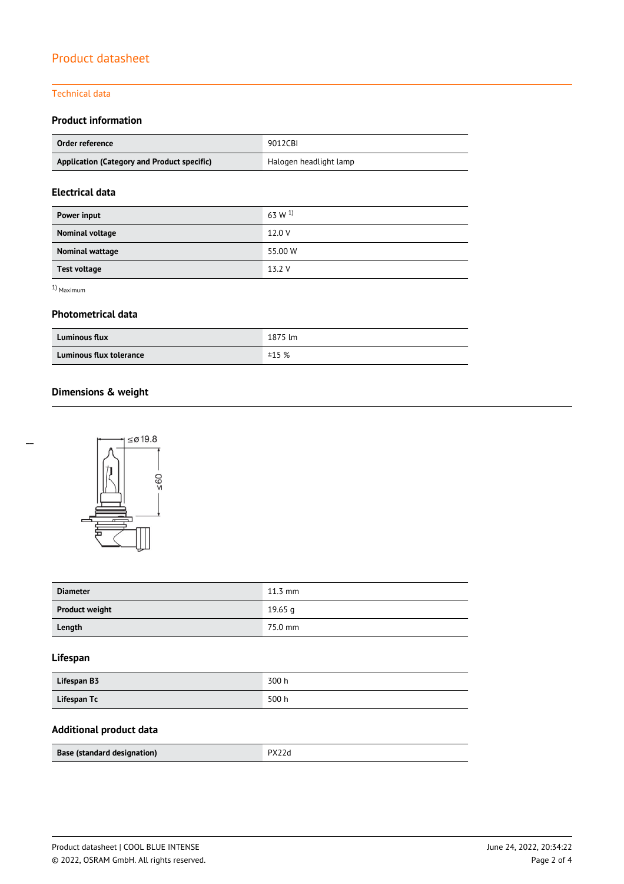# Product datasheet

## Technical data

### Product information

| Order reference | 9012CBI |
|---|---|
| Application (Category and Product specific) | Halogen headlight lamp |

### Electrical data

| Power input | 63 W [1] |
|---|---|
| Nominal voltage | 12.0 V |
| Nominal wattage | 55.00 W |
| Test voltage | 13.2 V |

[1] Maximum

### Photometrical data

| Luminous flux | 1875 lm |
|---|---|
| Luminous flux tolerance | ±15 % |

### Dimensions & weight

| Diameter | 11.3 mm |
|---|---|
| Product weight | 19.65 g |
| Length | 75.0 mm |

### Lifespan

| Lifespan B3 | 300 h |
|---|---|
| Lifespan Tc | 500 h |

### Additional product data

| Base (standard designation) | PX22d |
|---|---|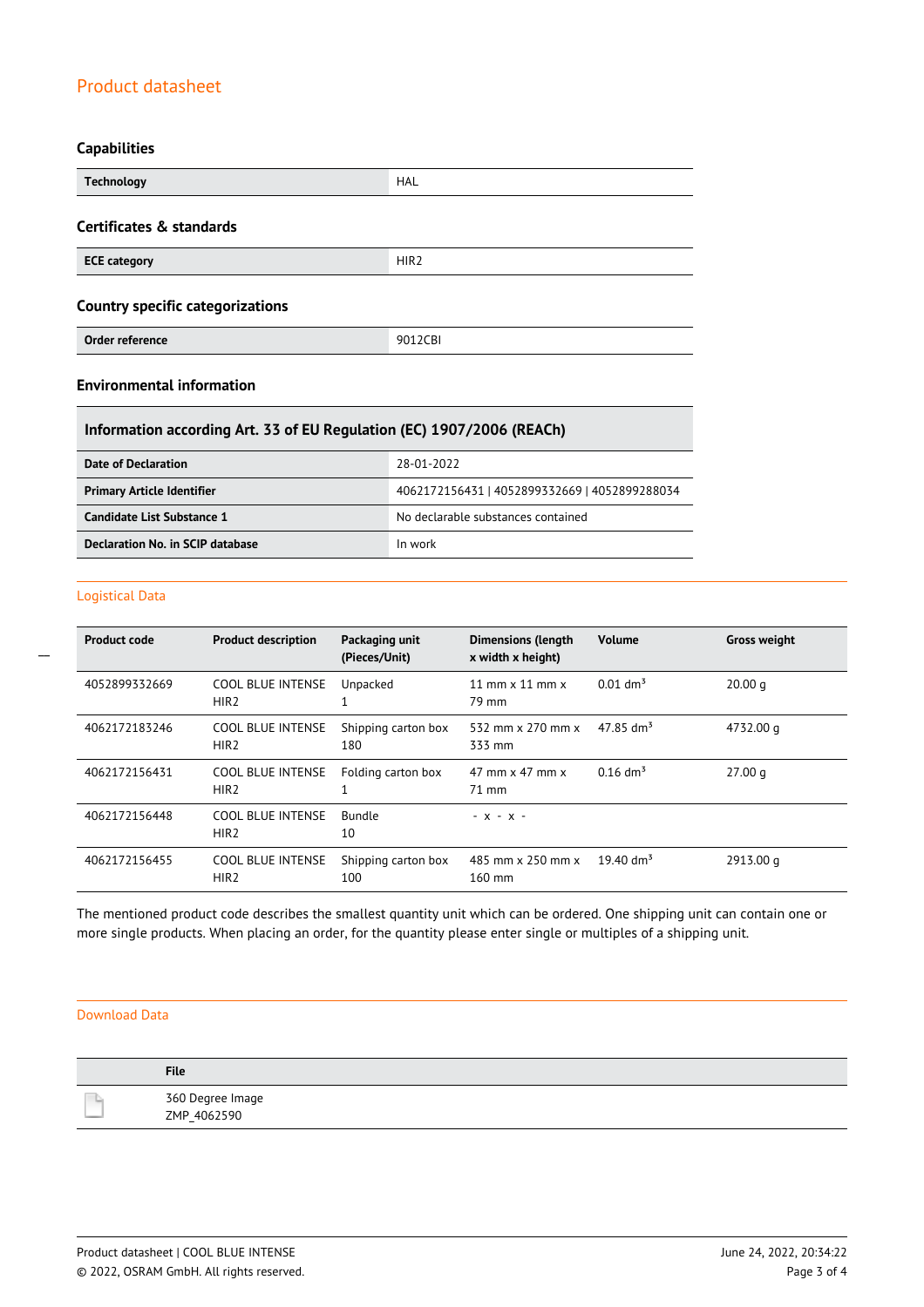## Capabilities

| Technology | HAL |
|---|---|

## Certificates & standards

| ECE category | HIR2 |
|---|---|

## Country specific categorizations

| Order reference | 9012CBI |
|---|---|

## Environmental information

| Information according Art. 33 of EU Regulation (EC) 1907/2006 (REACh) | |
|---|---|
| Date of Declaration | 28-01-2022 |
| Primary Article Identifier | 4062172156431 \| 4052899332669 \| 4052899288034 |
| Candidate List Substance 1 | No declarable substances contained |
| Declaration No. in SCIP database | In work |

## Logistical Data

| Product code | Product description | Packaging unit (Pieces/Unit) | Dimensions (length x width x height) | Volume | Gross weight |
|---|---|---|---|---|---|
| 4052899332669 | COOL BLUE INTENSE HIR2 | Unpacked 1 | 11 mm x 11 mm x 79 mm | 0.01 $dm^3$ | 20.00 g |
| 4062172183246 | COOL BLUE INTENSE HIR2 | Shipping carton box 180 | 532 mm x 270 mm x 333 mm | 47.85 $dm^3$ | 4732.00 g |
| 4062172156431 | COOL BLUE INTENSE HIR2 | Folding carton box 1 | 47 mm x 47 mm x 71 mm | 0.16 $dm^3$ | 27.00 g |
| 4062172156448 | COOL BLUE INTENSE HIR2 | Bundle 10 | - x - x - | | |
| 4062172156455 | COOL BLUE INTENSE HIR2 | Shipping carton box 100 | 485 mm x 250 mm x 160 mm | 19.40 $dm^3$ | 2913.00 g |

The mentioned product code describes the smallest quantity unit which can be ordered. One shipping unit can contain one or more single products. When placing an order, for the quantity please enter single or multiples of a shipping unit.

## Download Data

| | File |
|---|---|
| | 360 Degree Image ZMP_4062590 |

Product datasheet | COOL BLUE INTENSE

© 2022, OSRAM GmbH. All rights reserved.

June 24, 2022, 20:34:22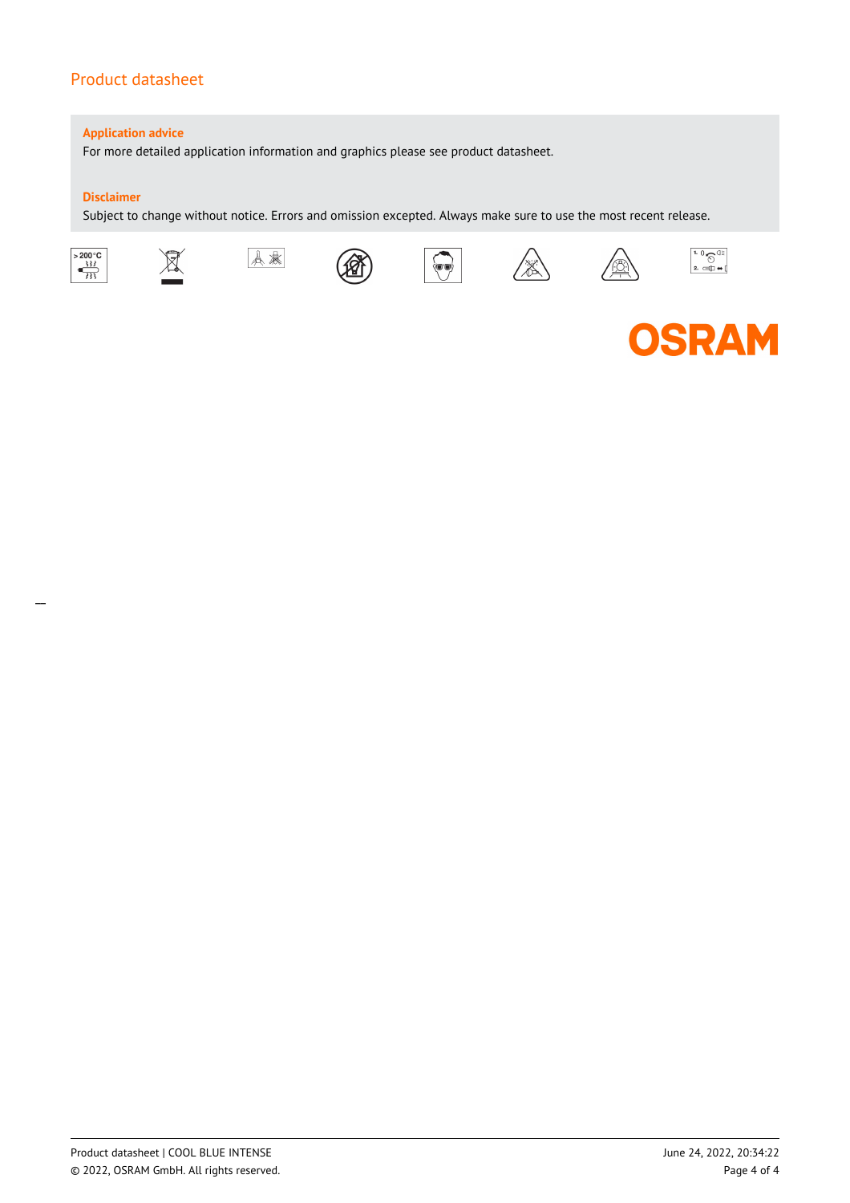### Application advice

For more detailed application information and graphics please see product datasheet.

### Disclaimer

Subject to change without notice. Errors and omission excepted. Always make sure to use the most recent release.